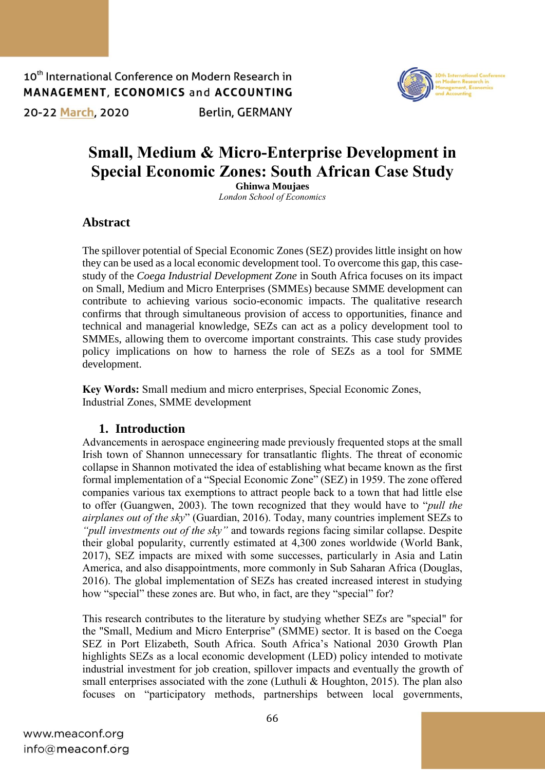# Small, Medium & Micro-Enterprise Development in Special Economic Zones: South African Case Study

**Ghinwa Moujaes**
*London School of Economics*

## Abstract

The spillover potential of Special Economic Zones (SEZ) provides little insight on how they can be used as a local economic development tool. To overcome this gap, this case-study of the *Coega Industrial Development Zone* in South Africa focuses on its impact on Small, Medium and Micro Enterprises (SMMEs) because SMME development can contribute to achieving various socio-economic impacts. The qualitative research confirms that through simultaneous provision of access to opportunities, finance and technical and managerial knowledge, SEZs can act as a policy development tool to SMMEs, allowing them to overcome important constraints. This case study provides policy implications on how to harness the role of SEZs as a tool for SMME development.

**Key Words:** Small medium and micro enterprises, Special Economic Zones, Industrial Zones, SMME development

## 1. Introduction

Advancements in aerospace engineering made previously frequented stops at the small Irish town of Shannon unnecessary for transatlantic flights. The threat of economic collapse in Shannon motivated the idea of establishing what became known as the first formal implementation of a "Special Economic Zone" (SEZ) in 1959. The zone offered companies various tax exemptions to attract people back to a town that had little else to offer (Guangwen, 2003). The town recognized that they would have to "*pull the airplanes out of the sky*" (Guardian, 2016). Today, many countries implement SEZs to *"pull investments out of the sky"* and towards regions facing similar collapse. Despite their global popularity, currently estimated at 4,300 zones worldwide (World Bank, 2017), SEZ impacts are mixed with some successes, particularly in Asia and Latin America, and also disappointments, more commonly in Sub Saharan Africa (Douglas, 2016). The global implementation of SEZs has created increased interest in studying how "special" these zones are. But who, in fact, are they "special" for?

This research contributes to the literature by studying whether SEZs are "special" for the "Small, Medium and Micro Enterprise" (SMME) sector. It is based on the Coega SEZ in Port Elizabeth, South Africa. South Africa's National 2030 Growth Plan highlights SEZs as a local economic development (LED) policy intended to motivate industrial investment for job creation, spillover impacts and eventually the growth of small enterprises associated with the zone (Luthuli & Houghton, 2015). The plan also focuses on "participatory methods, partnerships between local governments,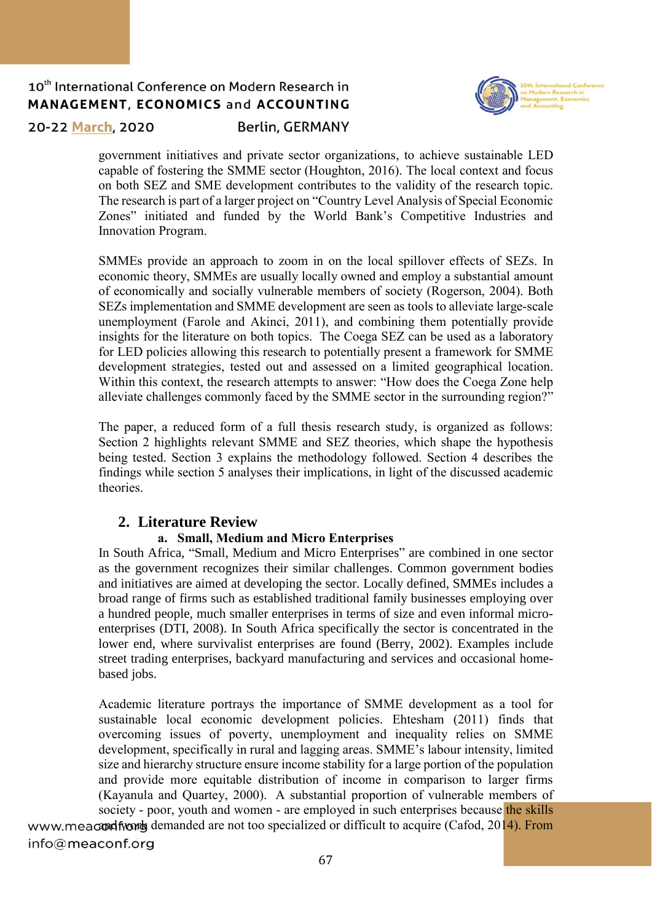government initiatives and private sector organizations, to achieve sustainable LED capable of fostering the SMME sector (Houghton, 2016). The local context and focus on both SEZ and SME development contributes to the validity of the research topic. The research is part of a larger project on "Country Level Analysis of Special Economic Zones" initiated and funded by the World Bank's Competitive Industries and Innovation Program.

SMMEs provide an approach to zoom in on the local spillover effects of SEZs. In economic theory, SMMEs are usually locally owned and employ a substantial amount of economically and socially vulnerable members of society (Rogerson, 2004). Both SEZs implementation and SMME development are seen as tools to alleviate large-scale unemployment (Farole and Akinci, 2011), and combining them potentially provide insights for the literature on both topics. The Coega SEZ can be used as a laboratory for LED policies allowing this research to potentially present a framework for SMME development strategies, tested out and assessed on a limited geographical location. Within this context, the research attempts to answer: "How does the Coega Zone help alleviate challenges commonly faced by the SMME sector in the surrounding region?"

The paper, a reduced form of a full thesis research study, is organized as follows: Section 2 highlights relevant SMME and SEZ theories, which shape the hypothesis being tested. Section 3 explains the methodology followed. Section 4 describes the findings while section 5 analyses their implications, in light of the discussed academic theories.

## 2. Literature Review

### a. Small, Medium and Micro Enterprises

In South Africa, "Small, Medium and Micro Enterprises" are combined in one sector as the government recognizes their similar challenges. Common government bodies and initiatives are aimed at developing the sector. Locally defined, SMMEs includes a broad range of firms such as established traditional family businesses employing over a hundred people, much smaller enterprises in terms of size and even informal micro-enterprises (DTI, 2008). In South Africa specifically the sector is concentrated in the lower end, where survivalist enterprises are found (Berry, 2002). Examples include street trading enterprises, backyard manufacturing and services and occasional home-based jobs.

Academic literature portrays the importance of SMME development as a tool for sustainable local economic development policies. Ehtesham (2011) finds that overcoming issues of poverty, unemployment and inequality relies on SMME development, specifically in rural and lagging areas. SMME's labour intensity, limited size and hierarchy structure ensure income stability for a large portion of the population and provide more equitable distribution of income in comparison to larger firms (Kayanula and Quartey, 2000). A substantial proportion of vulnerable members of society - poor, youth and women - are employed in such enterprises because the skills and work demanded are not too specialized or difficult to acquire (Cafod, 2014). From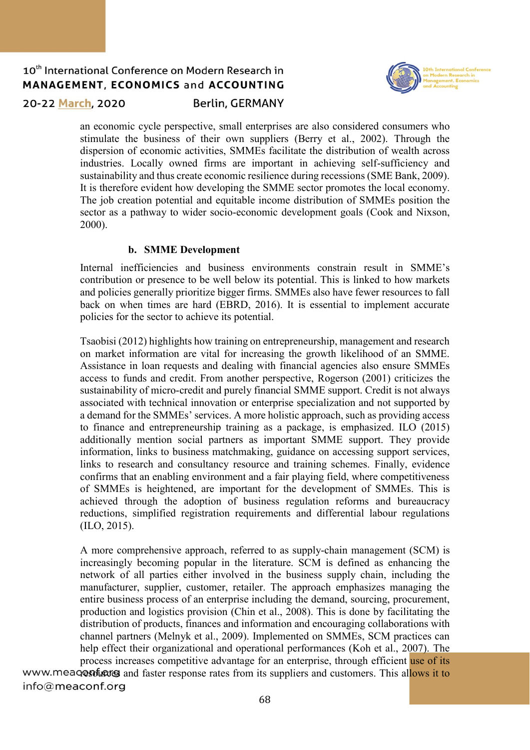an economic cycle perspective, small enterprises are also considered consumers who stimulate the business of their own suppliers (Berry et al., 2002). Through the dispersion of economic activities, SMMEs facilitate the distribution of wealth across industries. Locally owned firms are important in achieving self-sufficiency and sustainability and thus create economic resilience during recessions (SME Bank, 2009). It is therefore evident how developing the SMME sector promotes the local economy. The job creation potential and equitable income distribution of SMMEs position the sector as a pathway to wider socio-economic development goals (Cook and Nixson, 2000).

### b. SMME Development

Internal inefficiencies and business environments constrain result in SMME's contribution or presence to be well below its potential. This is linked to how markets and policies generally prioritize bigger firms. SMMEs also have fewer resources to fall back on when times are hard (EBRD, 2016). It is essential to implement accurate policies for the sector to achieve its potential.

Tsaobisi (2012) highlights how training on entrepreneurship, management and research on market information are vital for increasing the growth likelihood of an SMME. Assistance in loan requests and dealing with financial agencies also ensure SMMEs access to funds and credit. From another perspective, Rogerson (2001) criticizes the sustainability of micro-credit and purely financial SMME support. Credit is not always associated with technical innovation or enterprise specialization and not supported by a demand for the SMMEs' services. A more holistic approach, such as providing access to finance and entrepreneurship training as a package, is emphasized. ILO (2015) additionally mention social partners as important SMME support. They provide information, links to business matchmaking, guidance on accessing support services, links to research and consultancy resource and training schemes. Finally, evidence confirms that an enabling environment and a fair playing field, where competitiveness of SMMEs is heightened, are important for the development of SMMEs. This is achieved through the adoption of business regulation reforms and bureaucracy reductions, simplified registration requirements and differential labour regulations (ILO, 2015).

A more comprehensive approach, referred to as supply-chain management (SCM) is increasingly becoming popular in the literature. SCM is defined as enhancing the network of all parties either involved in the business supply chain, including the manufacturer, supplier, customer, retailer. The approach emphasizes managing the entire business process of an enterprise including the demand, sourcing, procurement, production and logistics provision (Chin et al., 2008). This is done by facilitating the distribution of products, finances and information and encouraging collaborations with channel partners (Melnyk et al., 2009). Implemented on SMMEs, SCM practices can help effect their organizational and operational performances (Koh et al., 2007). The process increases competitive advantage for an enterprise, through efficient use of its resources and faster response rates from its suppliers and customers. This allows it to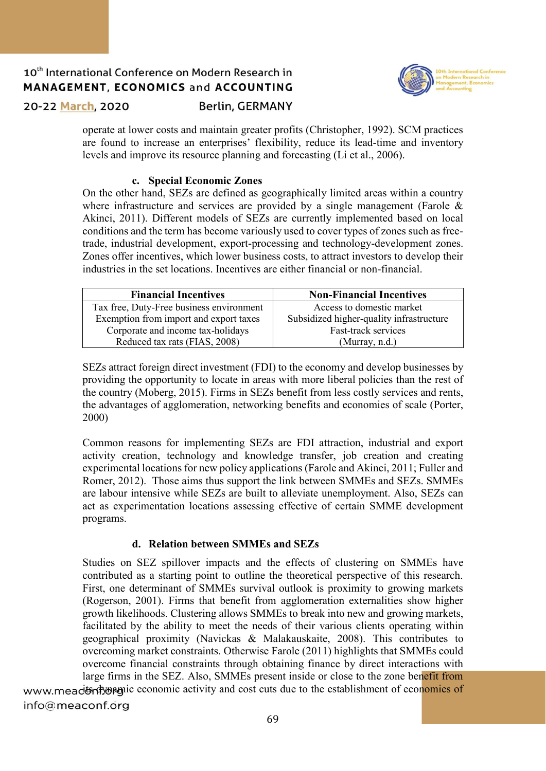operate at lower costs and maintain greater profits (Christopher, 1992). SCM practices are found to increase an enterprises' flexibility, reduce its lead-time and inventory levels and improve its resource planning and forecasting (Li et al., 2006).

### c. Special Economic Zones

On the other hand, SEZs are defined as geographically limited areas within a country where infrastructure and services are provided by a single management (Farole & Akinci, 2011). Different models of SEZs are currently implemented based on local conditions and the term has become variously used to cover types of zones such as free-trade, industrial development, export-processing and technology-development zones. Zones offer incentives, which lower business costs, to attract investors to develop their industries in the set locations. Incentives are either financial or non-financial.

| Financial Incentives | Non-Financial Incentives |
|---|---|
| Tax free, Duty-Free business environment<br>Exemption from import and export taxes<br>Corporate and income tax-holidays<br>Reduced tax rats (FIAS, 2008) | Access to domestic market<br>Subsidized higher-quality infrastructure<br>Fast-track services<br>(Murray, n.d.) |

SEZs attract foreign direct investment (FDI) to the economy and develop businesses by providing the opportunity to locate in areas with more liberal policies than the rest of the country (Moberg, 2015). Firms in SEZs benefit from less costly services and rents, the advantages of agglomeration, networking benefits and economies of scale (Porter, 2000)

Common reasons for implementing SEZs are FDI attraction, industrial and export activity creation, technology and knowledge transfer, job creation and creating experimental locations for new policy applications (Farole and Akinci, 2011; Fuller and Romer, 2012). Those aims thus support the link between SMMEs and SEZs. SMMEs are labour intensive while SEZs are built to alleviate unemployment. Also, SEZs can act as experimentation locations assessing effective of certain SMME development programs.

### d. Relation between SMMEs and SEZs

Studies on SEZ spillover impacts and the effects of clustering on SMMEs have contributed as a starting point to outline the theoretical perspective of this research. First, one determinant of SMMEs survival outlook is proximity to growing markets (Rogerson, 2001). Firms that benefit from agglomeration externalities show higher growth likelihoods. Clustering allows SMMEs to break into new and growing markets, facilitated by the ability to meet the needs of their various clients operating within geographical proximity (Navickas & Malakauskaite, 2008). This contributes to overcoming market constraints. Otherwise Farole (2011) highlights that SMMEs could overcome financial constraints through obtaining finance by direct interactions with large firms in the SEZ. Also, SMMEs present inside or close to the zone benefit from its dynamic economic activity and cost cuts due to the establishment of economies of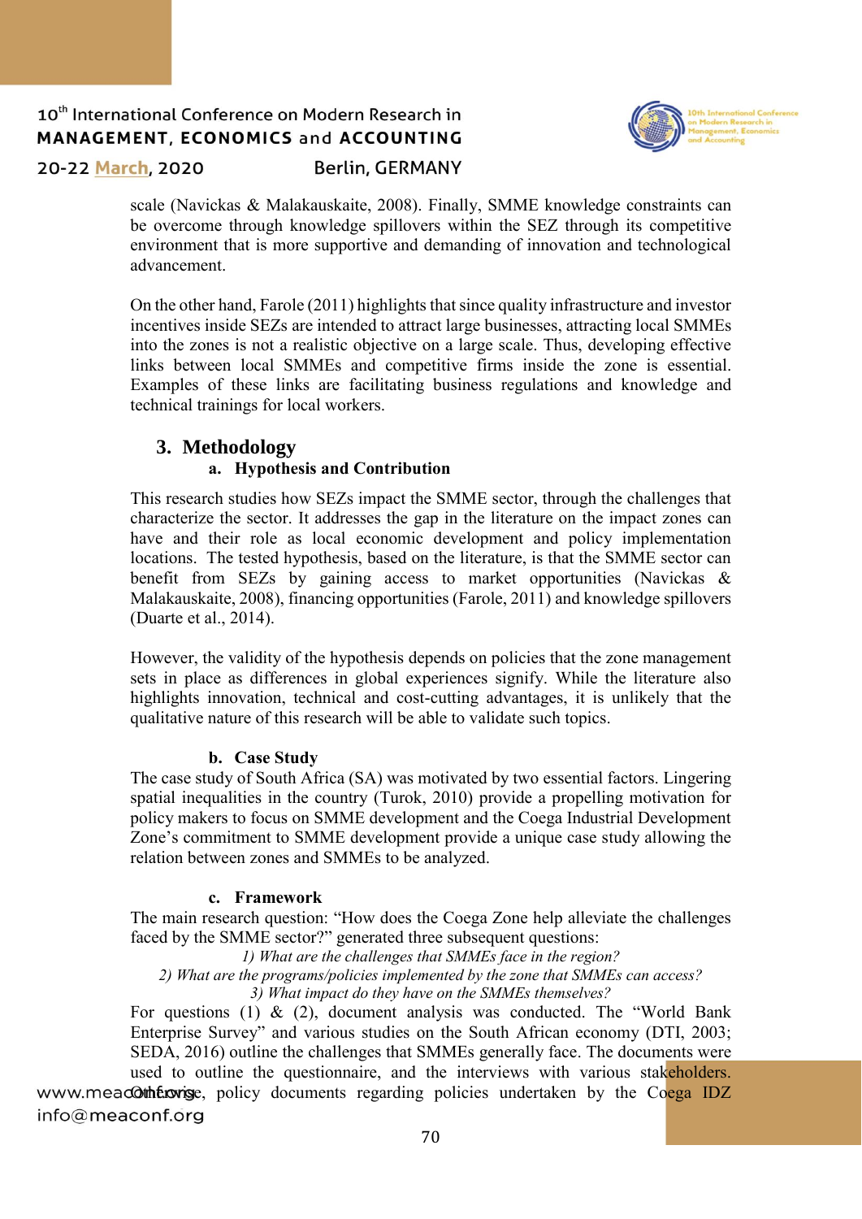scale (Navickas & Malakauskaite, 2008). Finally, SMME knowledge constraints can be overcome through knowledge spillovers within the SEZ through its competitive environment that is more supportive and demanding of innovation and technological advancement.

On the other hand, Farole (2011) highlights that since quality infrastructure and investor incentives inside SEZs are intended to attract large businesses, attracting local SMMEs into the zones is not a realistic objective on a large scale. Thus, developing effective links between local SMMEs and competitive firms inside the zone is essential. Examples of these links are facilitating business regulations and knowledge and technical trainings for local workers.

## 3. Methodology

### a. Hypothesis and Contribution

This research studies how SEZs impact the SMME sector, through the challenges that characterize the sector. It addresses the gap in the literature on the impact zones can have and their role as local economic development and policy implementation locations. The tested hypothesis, based on the literature, is that the SMME sector can benefit from SEZs by gaining access to market opportunities (Navickas & Malakauskaite, 2008), financing opportunities (Farole, 2011) and knowledge spillovers (Duarte et al., 2014).

However, the validity of the hypothesis depends on policies that the zone management sets in place as differences in global experiences signify. While the literature also highlights innovation, technical and cost-cutting advantages, it is unlikely that the qualitative nature of this research will be able to validate such topics.

### b. Case Study

The case study of South Africa (SA) was motivated by two essential factors. Lingering spatial inequalities in the country (Turok, 2010) provide a propelling motivation for policy makers to focus on SMME development and the Coega Industrial Development Zone's commitment to SMME development provide a unique case study allowing the relation between zones and SMMEs to be analyzed.

### c. Framework

The main research question: "How does the Coega Zone help alleviate the challenges faced by the SMME sector?" generated three subsequent questions:

*1) What are the challenges that SMMEs face in the region?*
*2) What are the programs/policies implemented by the zone that SMMEs can access?*
*3) What impact do they have on the SMMEs themselves?*

For questions (1) & (2), document analysis was conducted. The "World Bank Enterprise Survey" and various studies on the South African economy (DTI, 2003; SEDA, 2016) outline the challenges that SMMEs generally face. The documents were used to outline the questionnaire, and the interviews with various stakeholders. Otherwise, policy documents regarding policies undertaken by the Coega IDZ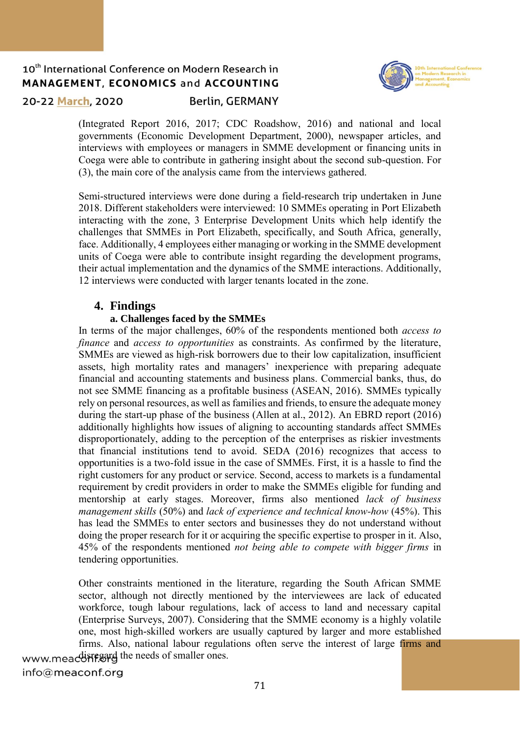(Integrated Report 2016, 2017; CDC Roadshow, 2016) and national and local governments (Economic Development Department, 2000), newspaper articles, and interviews with employees or managers in SMME development or financing units in Coega were able to contribute in gathering insight about the second sub-question. For (3), the main core of the analysis came from the interviews gathered.

Semi-structured interviews were done during a field-research trip undertaken in June 2018. Different stakeholders were interviewed: 10 SMMEs operating in Port Elizabeth interacting with the zone, 3 Enterprise Development Units which help identify the challenges that SMMEs in Port Elizabeth, specifically, and South Africa, generally, face. Additionally, 4 employees either managing or working in the SMME development units of Coega were able to contribute insight regarding the development programs, their actual implementation and the dynamics of the SMME interactions. Additionally, 12 interviews were conducted with larger tenants located in the zone.

## 4. Findings

### a. Challenges faced by the SMMEs

In terms of the major challenges, 60% of the respondents mentioned both *access to finance* and *access to opportunities* as constraints. As confirmed by the literature, SMMEs are viewed as high-risk borrowers due to their low capitalization, insufficient assets, high mortality rates and managers' inexperience with preparing adequate financial and accounting statements and business plans. Commercial banks, thus, do not see SMME financing as a profitable business (ASEAN, 2016). SMMEs typically rely on personal resources, as well as families and friends, to ensure the adequate money during the start-up phase of the business (Allen at al., 2012). An EBRD report (2016) additionally highlights how issues of aligning to accounting standards affect SMMEs disproportionately, adding to the perception of the enterprises as riskier investments that financial institutions tend to avoid. SEDA (2016) recognizes that access to opportunities is a two-fold issue in the case of SMMEs. First, it is a hassle to find the right customers for any product or service. Second, access to markets is a fundamental requirement by credit providers in order to make the SMMEs eligible for funding and mentorship at early stages. Moreover, firms also mentioned *lack of business management skills* (50%) and *lack of experience and technical know-how* (45%). This has lead the SMMEs to enter sectors and businesses they do not understand without doing the proper research for it or acquiring the specific expertise to prosper in it. Also, 45% of the respondents mentioned *not being able to compete with bigger firms* in tendering opportunities.

Other constraints mentioned in the literature, regarding the South African SMME sector, although not directly mentioned by the interviewees are lack of educated workforce, tough labour regulations, lack of access to land and necessary capital (Enterprise Surveys, 2007). Considering that the SMME economy is a highly volatile one, most high-skilled workers are usually captured by larger and more established firms. Also, national labour regulations often serve the interest of large firms and disregard the needs of smaller ones.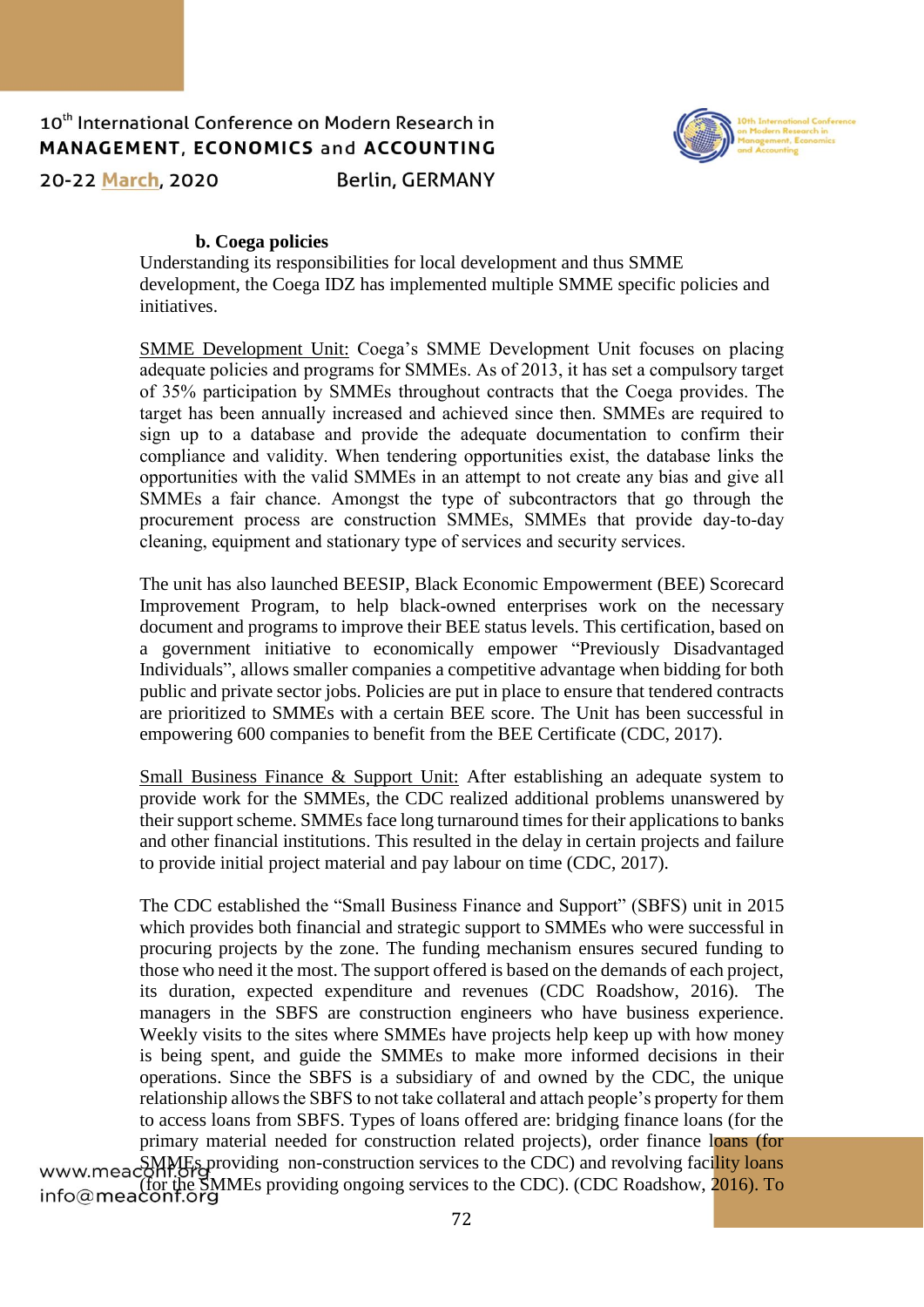### b. Coega policies

Understanding its responsibilities for local development and thus SMME development, the Coega IDZ has implemented multiple SMME specific policies and initiatives.

SMME Development Unit: Coega's SMME Development Unit focuses on placing adequate policies and programs for SMMEs. As of 2013, it has set a compulsory target of 35% participation by SMMEs throughout contracts that the Coega provides. The target has been annually increased and achieved since then. SMMEs are required to sign up to a database and provide the adequate documentation to confirm their compliance and validity. When tendering opportunities exist, the database links the opportunities with the valid SMMEs in an attempt to not create any bias and give all SMMEs a fair chance. Amongst the type of subcontractors that go through the procurement process are construction SMMEs, SMMEs that provide day-to-day cleaning, equipment and stationary type of services and security services.

The unit has also launched BEESIP, Black Economic Empowerment (BEE) Scorecard Improvement Program, to help black-owned enterprises work on the necessary document and programs to improve their BEE status levels. This certification, based on a government initiative to economically empower "Previously Disadvantaged Individuals", allows smaller companies a competitive advantage when bidding for both public and private sector jobs. Policies are put in place to ensure that tendered contracts are prioritized to SMMEs with a certain BEE score. The Unit has been successful in empowering 600 companies to benefit from the BEE Certificate (CDC, 2017).

Small Business Finance & Support Unit: After establishing an adequate system to provide work for the SMMEs, the CDC realized additional problems unanswered by their support scheme. SMMEs face long turnaround times for their applications to banks and other financial institutions. This resulted in the delay in certain projects and failure to provide initial project material and pay labour on time (CDC, 2017).

The CDC established the "Small Business Finance and Support" (SBFS) unit in 2015 which provides both financial and strategic support to SMMEs who were successful in procuring projects by the zone. The funding mechanism ensures secured funding to those who need it the most. The support offered is based on the demands of each project, its duration, expected expenditure and revenues (CDC Roadshow, 2016). The managers in the SBFS are construction engineers who have business experience. Weekly visits to the sites where SMMEs have projects help keep up with how money is being spent, and guide the SMMEs to make more informed decisions in their operations. Since the SBFS is a subsidiary of and owned by the CDC, the unique relationship allows the SBFS to not take collateral and attach people's property for them to access loans from SBFS. Types of loans offered are: bridging finance loans (for the primary material needed for construction related projects), order finance loans (for SMMEs providing non-construction services to the CDC) and revolving facility loans (for the SMMEs providing ongoing services to the CDC). (CDC Roadshow, 2016). To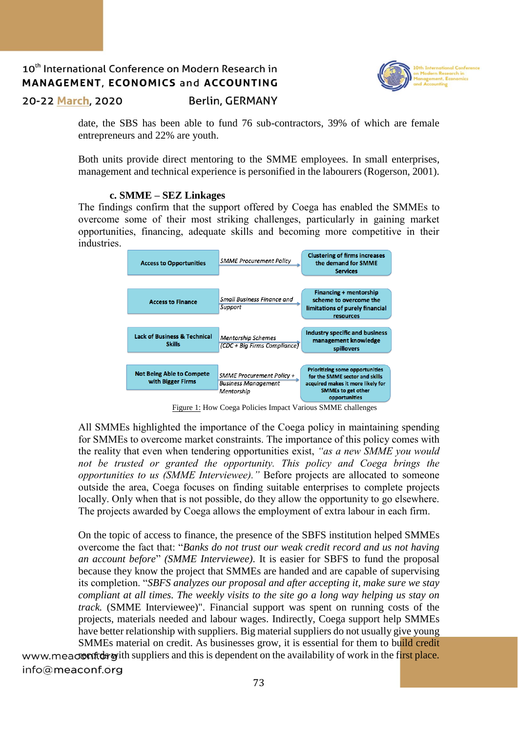date, the SBS has been able to fund 76 sub-contractors, 39% of which are female entrepreneurs and 22% are youth.

Both units provide direct mentoring to the SMME employees. In small enterprises, management and technical experience is personified in the labourers (Rogerson, 2001).

### c. SMME – SEZ Linkages

The findings confirm that the support offered by Coega has enabled the SMMEs to overcome some of their most striking challenges, particularly in gaining market opportunities, financing, adequate skills and becoming more competitive in their industries.

| Challenge | Coega Policy | Impact |
| --- | --- | --- |
| Access to Opportunities | *SMME Procurement Policy* | Clustering of firms increases the demand for SMME Services |
| Access to Finance | *Small Business Finance and Support* | Financing + mentorship scheme to overcome the limitations of purely financial resources |
| Lack of Business & Technical Skills | *Mentorship Schemes (CDC + Big Firms Compliance)* | Industry specific and business management knowledge spillovers |
| Not Being Able to Compete with Bigger Firms | *SMME Procurement Policy + Business Management Mentorship* | Prioritizing some opportunities for the SMME sector and skills acquired makes it more likely for SMMEs to get other opportunities |

Figure 1: How Coega Policies Impact Various SMME challenges

All SMMEs highlighted the importance of the Coega policy in maintaining spending for SMMEs to overcome market constraints. The importance of this policy comes with the reality that even when tendering opportunities exist, *"as a new SMME you would not be trusted or granted the opportunity. This policy and Coega brings the opportunities to us (SMME Interviewee)."* Before projects are allocated to someone outside the area, Coega focuses on finding suitable enterprises to complete projects locally. Only when that is not possible, do they allow the opportunity to go elsewhere. The projects awarded by Coega allows the employment of extra labour in each firm.

On the topic of access to finance, the presence of the SBFS institution helped SMMEs overcome the fact that: "*Banks do not trust our weak credit record and us not having an account before*" *(SMME Interviewee)*. It is easier for SBFS to fund the proposal because they know the project that SMMEs are handed and are capable of supervising its completion. "*SBFS analyzes our proposal and after accepting it, make sure we stay compliant at all times. The weekly visits to the site go a long way helping us stay on track.* (SMME Interviewee)". Financial support was spent on running costs of the projects, materials needed and labour wages. Indirectly, Coega support help SMMEs have better relationship with suppliers. Big material suppliers do not usually give young SMMEs material on credit. As businesses grow, it is essential for them to build credit records with suppliers and this is dependent on the availability of work in the first place.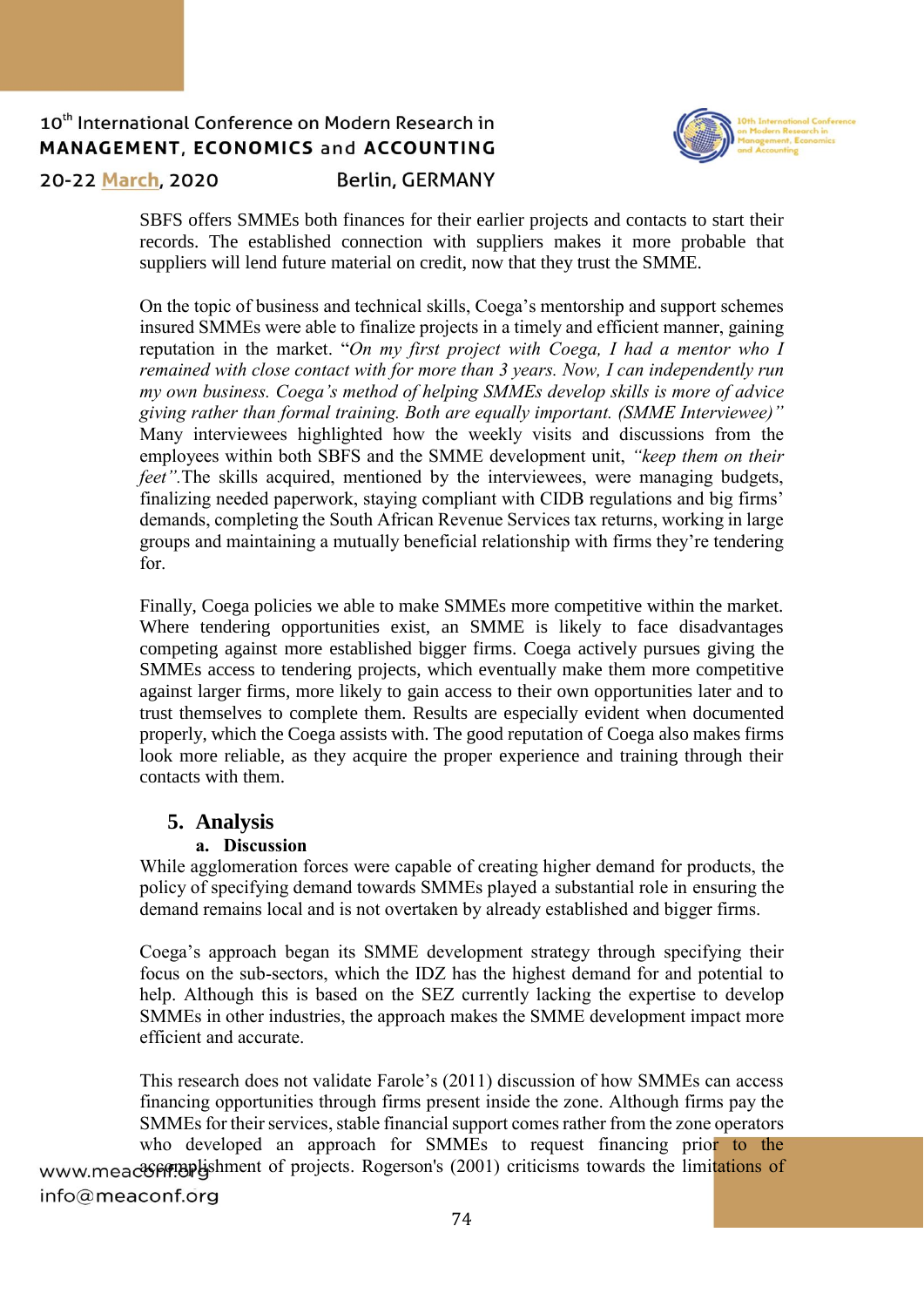SBFS offers SMMEs both finances for their earlier projects and contacts to start their records. The established connection with suppliers makes it more probable that suppliers will lend future material on credit, now that they trust the SMME.

On the topic of business and technical skills, Coega's mentorship and support schemes insured SMMEs were able to finalize projects in a timely and efficient manner, gaining reputation in the market. "*On my first project with Coega, I had a mentor who I remained with close contact with for more than 3 years. Now, I can independently run my own business. Coega's method of helping SMMEs develop skills is more of advice giving rather than formal training. Both are equally important. (SMME Interviewee)"* Many interviewees highlighted how the weekly visits and discussions from the employees within both SBFS and the SMME development unit, *"keep them on their feet"*.The skills acquired, mentioned by the interviewees, were managing budgets, finalizing needed paperwork, staying compliant with CIDB regulations and big firms' demands, completing the South African Revenue Services tax returns, working in large groups and maintaining a mutually beneficial relationship with firms they're tendering for.

Finally, Coega policies we able to make SMMEs more competitive within the market. Where tendering opportunities exist, an SMME is likely to face disadvantages competing against more established bigger firms. Coega actively pursues giving the SMMEs access to tendering projects, which eventually make them more competitive against larger firms, more likely to gain access to their own opportunities later and to trust themselves to complete them. Results are especially evident when documented properly, which the Coega assists with. The good reputation of Coega also makes firms look more reliable, as they acquire the proper experience and training through their contacts with them.

## 5. Analysis

### a. Discussion

While agglomeration forces were capable of creating higher demand for products, the policy of specifying demand towards SMMEs played a substantial role in ensuring the demand remains local and is not overtaken by already established and bigger firms.

Coega's approach began its SMME development strategy through specifying their focus on the sub-sectors, which the IDZ has the highest demand for and potential to help. Although this is based on the SEZ currently lacking the expertise to develop SMMEs in other industries, the approach makes the SMME development impact more efficient and accurate.

This research does not validate Farole's (2011) discussion of how SMMEs can access financing opportunities through firms present inside the zone. Although firms pay the SMMEs for their services, stable financial support comes rather from the zone operators who developed an approach for SMMEs to request financing prior to the accomplishment of projects. Rogerson's (2001) criticisms towards the limitations of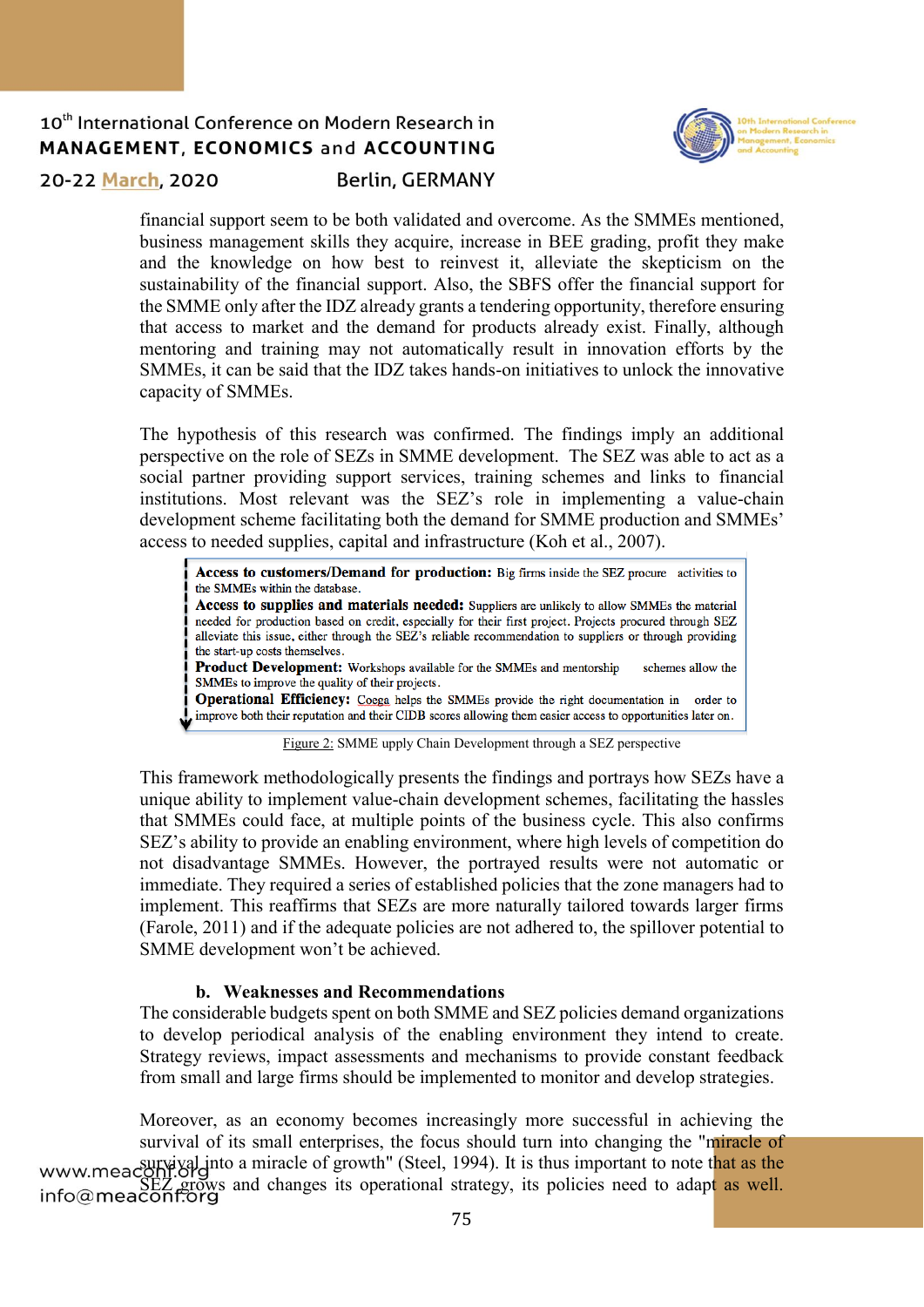financial support seem to be both validated and overcome. As the SMMEs mentioned, business management skills they acquire, increase in BEE grading, profit they make and the knowledge on how best to reinvest it, alleviate the skepticism on the sustainability of the financial support. Also, the SBFS offer the financial support for the SMME only after the IDZ already grants a tendering opportunity, therefore ensuring that access to market and the demand for products already exist. Finally, although mentoring and training may not automatically result in innovation efforts by the SMMEs, it can be said that the IDZ takes hands-on initiatives to unlock the innovative capacity of SMMEs.

The hypothesis of this research was confirmed. The findings imply an additional perspective on the role of SEZs in SMME development. The SEZ was able to act as a social partner providing support services, training schemes and links to financial institutions. Most relevant was the SEZ's role in implementing a value-chain development scheme facilitating both the demand for SMME production and SMMEs' access to needed supplies, capital and infrastructure (Koh et al., 2007).

**Access to customers/Demand for production:** Big firms inside the SEZ procure activities to the SMMEs within the database.
**Access to supplies and materials needed:** Suppliers are unlikely to allow SMMEs the material needed for production based on credit, especially for their first project. Projects procured through SEZ alleviate this issue, either through the SEZ's reliable recommendation to suppliers or through providing the start-up costs themselves.
**Product Development:** Workshops available for the SMMEs and mentorship schemes allow the SMMEs to improve the quality of their projects.
**Operational Efficiency:** Coega helps the SMMEs provide the right documentation in order to improve both their reputation and their CIDB scores allowing them easier access to opportunities later on.

Figure 2: SMME upply Chain Development through a SEZ perspective

This framework methodologically presents the findings and portrays how SEZs have a unique ability to implement value-chain development schemes, facilitating the hassles that SMMEs could face, at multiple points of the business cycle. This also confirms SEZ's ability to provide an enabling environment, where high levels of competition do not disadvantage SMMEs. However, the portrayed results were not automatic or immediate. They required a series of established policies that the zone managers had to implement. This reaffirms that SEZs are more naturally tailored towards larger firms (Farole, 2011) and if the adequate policies are not adhered to, the spillover potential to SMME development won't be achieved.

### b. Weaknesses and Recommendations

The considerable budgets spent on both SMME and SEZ policies demand organizations to develop periodical analysis of the enabling environment they intend to create. Strategy reviews, impact assessments and mechanisms to provide constant feedback from small and large firms should be implemented to monitor and develop strategies.

Moreover, as an economy becomes increasingly more successful in achieving the survival of its small enterprises, the focus should turn into changing the "miracle of survival into a miracle of growth" (Steel, 1994). It is thus important to note that as the SEZ grows and changes its operational strategy, its policies need to adapt as well.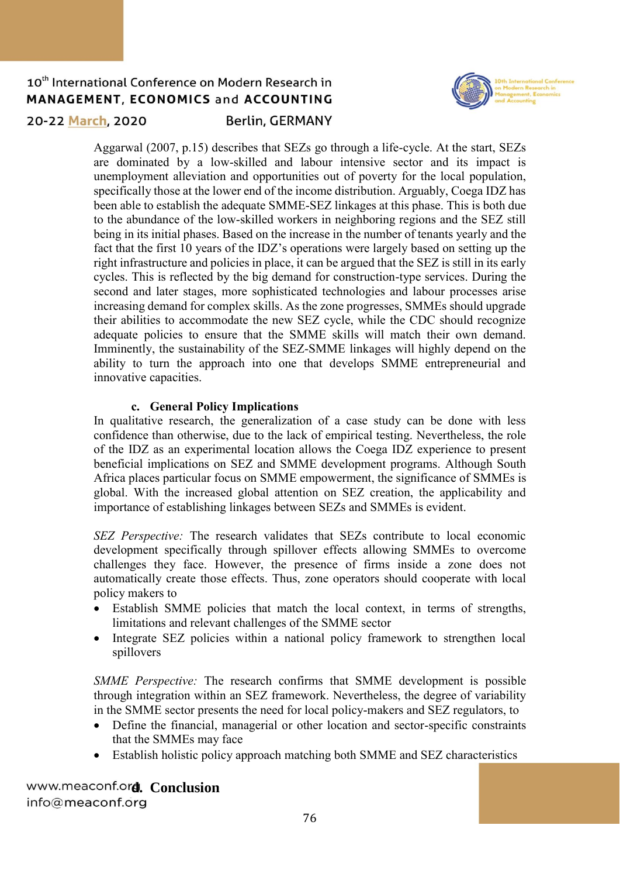Aggarwal (2007, p.15) describes that SEZs go through a life-cycle. At the start, SEZs are dominated by a low-skilled and labour intensive sector and its impact is unemployment alleviation and opportunities out of poverty for the local population, specifically those at the lower end of the income distribution. Arguably, Coega IDZ has been able to establish the adequate SMME-SEZ linkages at this phase. This is both due to the abundance of the low-skilled workers in neighboring regions and the SEZ still being in its initial phases. Based on the increase in the number of tenants yearly and the fact that the first 10 years of the IDZ's operations were largely based on setting up the right infrastructure and policies in place, it can be argued that the SEZ is still in its early cycles. This is reflected by the big demand for construction-type services. During the second and later stages, more sophisticated technologies and labour processes arise increasing demand for complex skills. As the zone progresses, SMMEs should upgrade their abilities to accommodate the new SEZ cycle, while the CDC should recognize adequate policies to ensure that the SMME skills will match their own demand. Imminently, the sustainability of the SEZ-SMME linkages will highly depend on the ability to turn the approach into one that develops SMME entrepreneurial and innovative capacities.

### c. General Policy Implications

In qualitative research, the generalization of a case study can be done with less confidence than otherwise, due to the lack of empirical testing. Nevertheless, the role of the IDZ as an experimental location allows the Coega IDZ experience to present beneficial implications on SEZ and SMME development programs. Although South Africa places particular focus on SMME empowerment, the significance of SMMEs is global. With the increased global attention on SEZ creation, the applicability and importance of establishing linkages between SEZs and SMMEs is evident.

*SEZ Perspective:* The research validates that SEZs contribute to local economic development specifically through spillover effects allowing SMMEs to overcome challenges they face. However, the presence of firms inside a zone does not automatically create those effects. Thus, zone operators should cooperate with local policy makers to

- Establish SMME policies that match the local context, in terms of strengths, limitations and relevant challenges of the SMME sector
- Integrate SEZ policies within a national policy framework to strengthen local spillovers

*SMME Perspective:* The research confirms that SMME development is possible through integration within an SEZ framework. Nevertheless, the degree of variability in the SMME sector presents the need for local policy-makers and SEZ regulators, to

- Define the financial, managerial or other location and sector-specific constraints that the SMMEs may face
- Establish holistic policy approach matching both SMME and SEZ characteristics

### d. Conclusion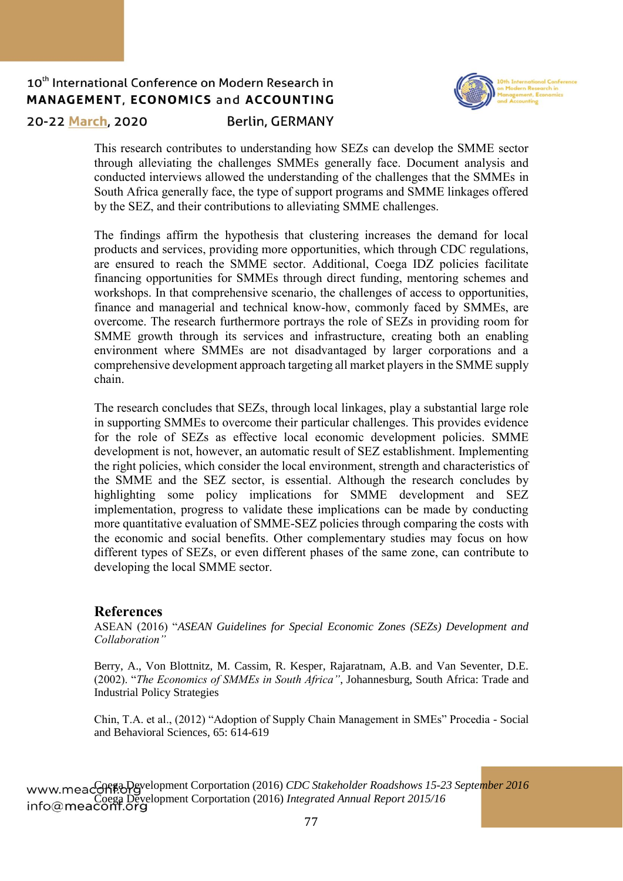This research contributes to understanding how SEZs can develop the SMME sector through alleviating the challenges SMMEs generally face. Document analysis and conducted interviews allowed the understanding of the challenges that the SMMEs in South Africa generally face, the type of support programs and SMME linkages offered by the SEZ, and their contributions to alleviating SMME challenges.

The findings affirm the hypothesis that clustering increases the demand for local products and services, providing more opportunities, which through CDC regulations, are ensured to reach the SMME sector. Additional, Coega IDZ policies facilitate financing opportunities for SMMEs through direct funding, mentoring schemes and workshops. In that comprehensive scenario, the challenges of access to opportunities, finance and managerial and technical know-how, commonly faced by SMMEs, are overcome. The research furthermore portrays the role of SEZs in providing room for SMME growth through its services and infrastructure, creating both an enabling environment where SMMEs are not disadvantaged by larger corporations and a comprehensive development approach targeting all market players in the SMME supply chain.

The research concludes that SEZs, through local linkages, play a substantial large role in supporting SMMEs to overcome their particular challenges. This provides evidence for the role of SEZs as effective local economic development policies. SMME development is not, however, an automatic result of SEZ establishment. Implementing the right policies, which consider the local environment, strength and characteristics of the SMME and the SEZ sector, is essential. Although the research concludes by highlighting some policy implications for SMME development and SEZ implementation, progress to validate these implications can be made by conducting more quantitative evaluation of SMME-SEZ policies through comparing the costs with the economic and social benefits. Other complementary studies may focus on how different types of SEZs, or even different phases of the same zone, can contribute to developing the local SMME sector.

## References

ASEAN (2016) "*ASEAN Guidelines for Special Economic Zones (SEZs) Development and Collaboration"*

Berry, A., Von Blottnitz, M. Cassim, R. Kesper, Rajaratnam, A.B. and Van Seventer, D.E. (2002). "*The Economics of SMMEs in South Africa"*, Johannesburg, South Africa: Trade and Industrial Policy Strategies

Chin, T.A. et al., (2012) "Adoption of Supply Chain Management in SMEs" Procedia - Social and Behavioral Sciences, 65: 614-619

Coega Development Corportation (2016) *CDC Stakeholder Roadshows 15-23 September 2016*

Coega Development Corportation (2016) *Integrated Annual Report 2015/16*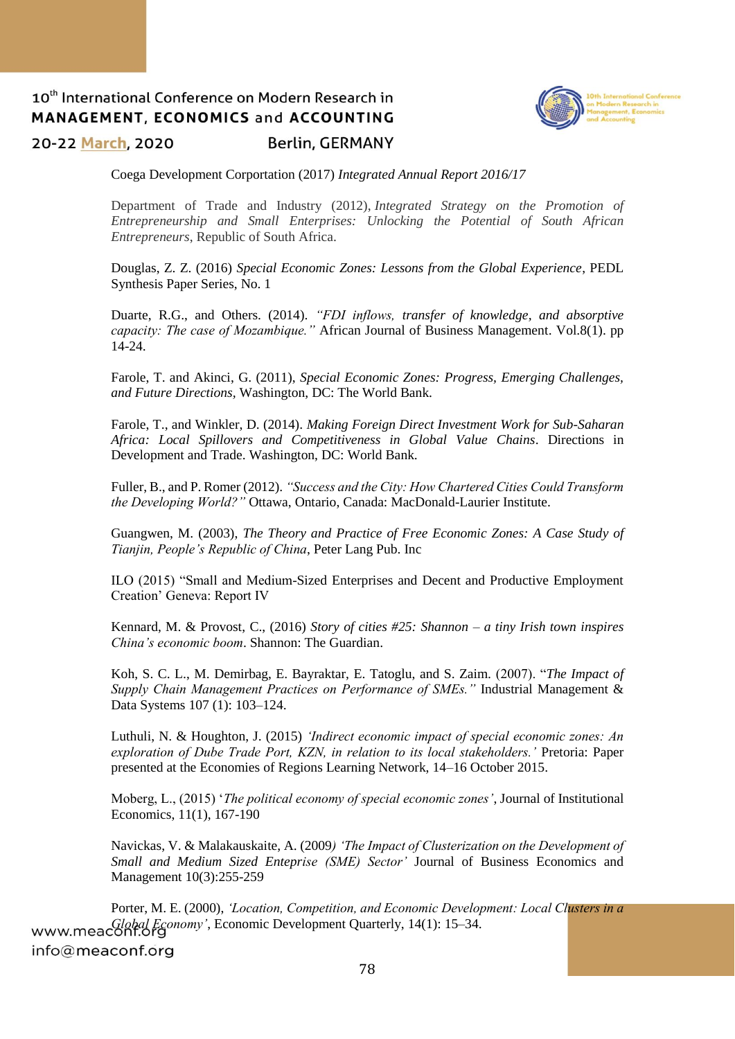Coega Development Corporation (2017) *Integrated Annual Report 2016/17*

Department of Trade and Industry (2012), *Integrated Strategy on the Promotion of Entrepreneurship and Small Enterprises: Unlocking the Potential of South African Entrepreneurs*, Republic of South Africa.

Douglas, Z. Z. (2016) *Special Economic Zones: Lessons from the Global Experience*, PEDL Synthesis Paper Series, No. 1

Duarte, R.G., and Others. (2014). *"FDI inflows, transfer of knowledge, and absorptive capacity: The case of Mozambique."* African Journal of Business Management. Vol.8(1). pp 14-24.

Farole, T. and Akinci, G. (2011), *Special Economic Zones: Progress, Emerging Challenges, and Future Directions*, Washington, DC: The World Bank.

Farole, T., and Winkler, D. (2014). *Making Foreign Direct Investment Work for Sub-Saharan Africa: Local Spillovers and Competitiveness in Global Value Chains*. Directions in Development and Trade. Washington, DC: World Bank.

Fuller, B., and P. Romer (2012). *"Success and the City: How Chartered Cities Could Transform the Developing World?"* Ottawa, Ontario, Canada: MacDonald-Laurier Institute.

Guangwen, M. (2003), *The Theory and Practice of Free Economic Zones: A Case Study of Tianjin, People's Republic of China*, Peter Lang Pub. Inc

ILO (2015) "Small and Medium-Sized Enterprises and Decent and Productive Employment Creation' Geneva: Report IV

Kennard, M. & Provost, C., (2016) *Story of cities #25: Shannon – a tiny Irish town inspires China's economic boom*. Shannon: The Guardian.

Koh, S. C. L., M. Demirbag, E. Bayraktar, E. Tatoglu, and S. Zaim. (2007). "*The Impact of Supply Chain Management Practices on Performance of SMEs."* Industrial Management & Data Systems 107 (1): 103–124.

Luthuli, N. & Houghton, J. (2015) *'Indirect economic impact of special economic zones: An exploration of Dube Trade Port, KZN, in relation to its local stakeholders.'* Pretoria: Paper presented at the Economies of Regions Learning Network, 14–16 October 2015.

Moberg, L., (2015) '*The political economy of special economic zones'*, Journal of Institutional Economics, 11(1), 167-190

Navickas, V. & Malakauskaite, A. (2009*) 'The Impact of Clusterization on the Development of Small and Medium Sized Enteprise (SME) Sector'* Journal of Business Economics and Management 10(3):255-259

Porter, M. E. (2000), *'Location, Competition, and Economic Development: Local Clusters in a Global Economy'*, Economic Development Quarterly, 14(1): 15–34.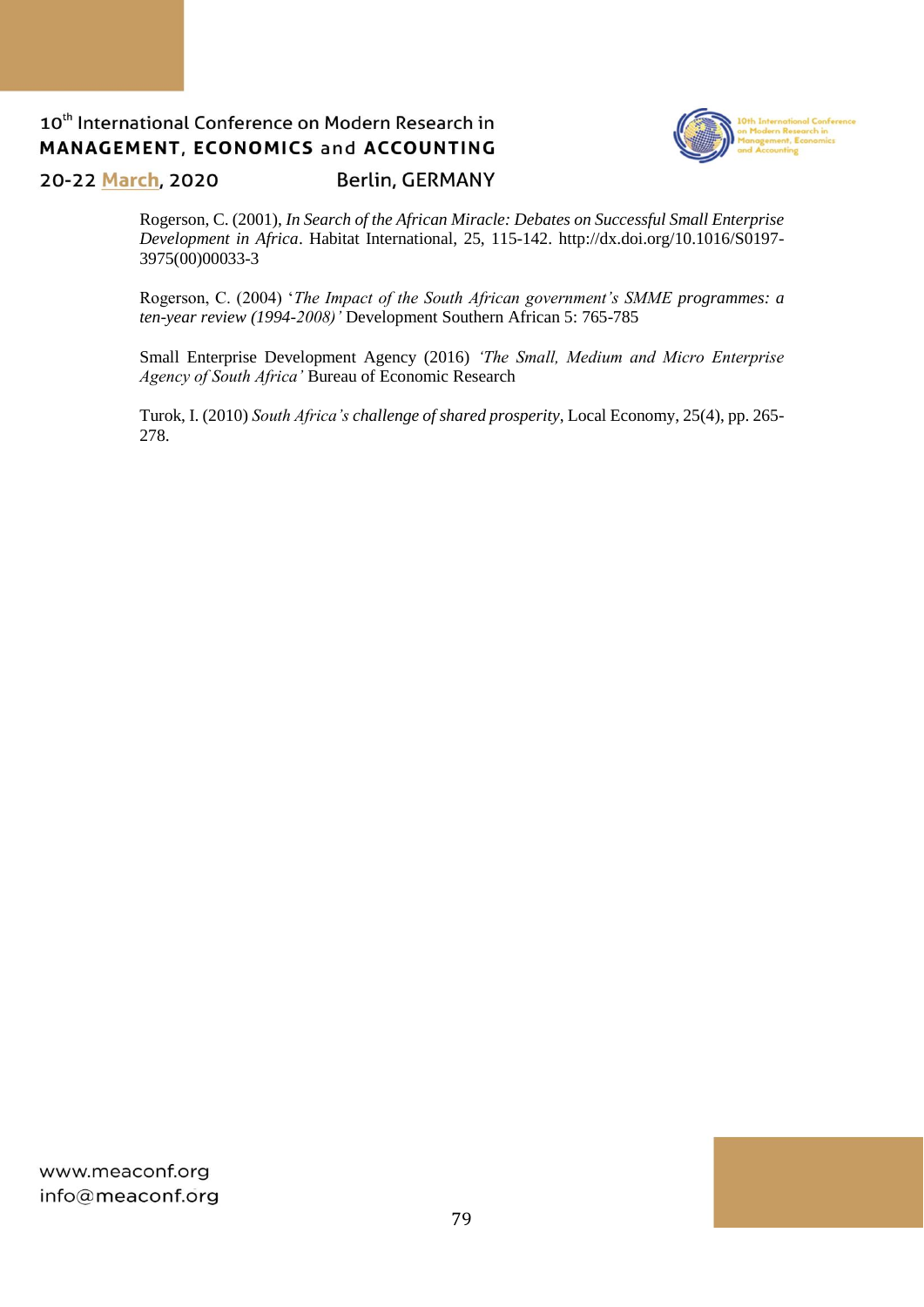Rogerson, C. (2001), *In Search of the African Miracle: Debates on Successful Small Enterprise Development in Africa*. Habitat International, 25, 115-142. http://dx.doi.org/10.1016/S0197-3975(00)00033-3

Rogerson, C. (2004) '*The Impact of the South African government's SMME programmes: a ten-year review (1994-2008)'* Development Southern African 5: 765-785

Small Enterprise Development Agency (2016) *'The Small, Medium and Micro Enterprise Agency of South Africa'* Bureau of Economic Research

Turok, I. (2010) *South Africa's challenge of shared prosperity*, Local Economy, 25(4), pp. 265-278.